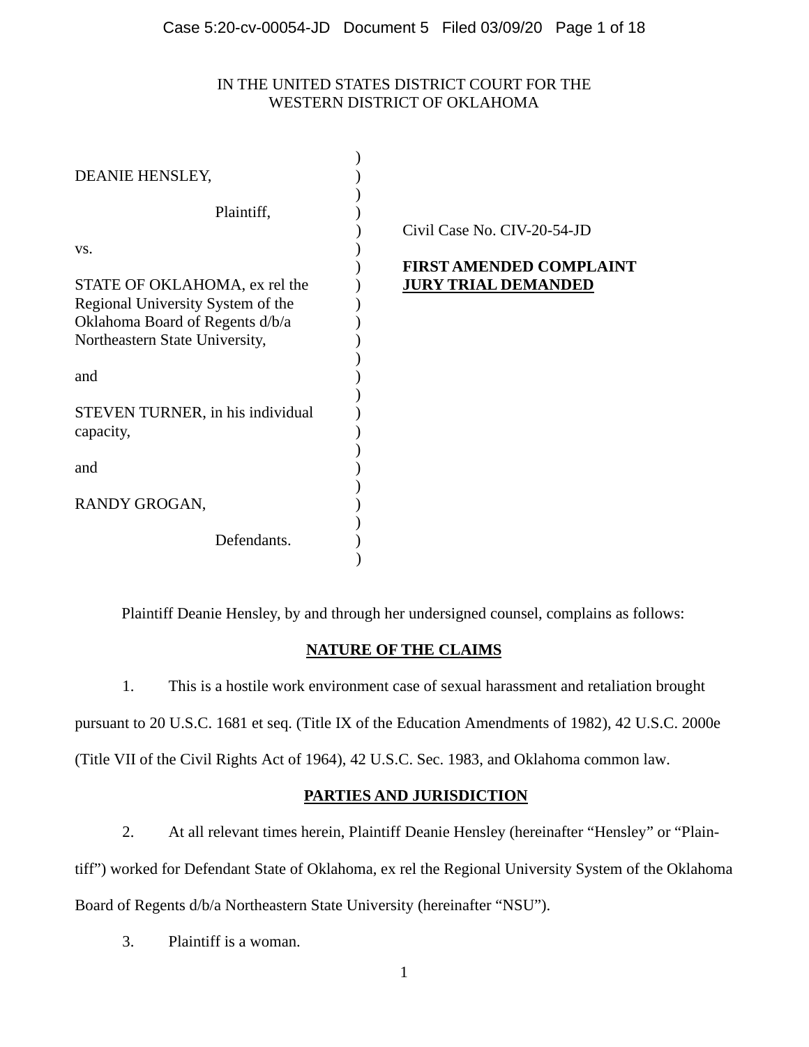IN THE UNITED STATES DISTRICT COURT FOR THE
WESTERN DISTRICT OF OKLAHOMA

DEANIE HENSLEY,

Plaintiff,

vs.

STATE OF OKLAHOMA, ex rel the Regional University System of the Oklahoma Board of Regents d/b/a Northeastern State University,

and

STEVEN TURNER, in his individual capacity,

and

RANDY GROGAN,

Defendants.

Civil Case No. CIV-20-54-JD

**FIRST AMENDED COMPLAINT**
**JURY TRIAL DEMANDED**

Plaintiff Deanie Hensley, by and through her undersigned counsel, complains as follows:

## NATURE OF THE CLAIMS

1. This is a hostile work environment case of sexual harassment and retaliation brought pursuant to 20 U.S.C. 1681 et seq. (Title IX of the Education Amendments of 1982), 42 U.S.C. 2000e (Title VII of the Civil Rights Act of 1964), 42 U.S.C. Sec. 1983, and Oklahoma common law.

## PARTIES AND JURISDICTION

2. At all relevant times herein, Plaintiff Deanie Hensley (hereinafter "Hensley" or "Plaintiff") worked for Defendant State of Oklahoma, ex rel the Regional University System of the Oklahoma Board of Regents d/b/a Northeastern State University (hereinafter "NSU").

3. Plaintiff is a woman.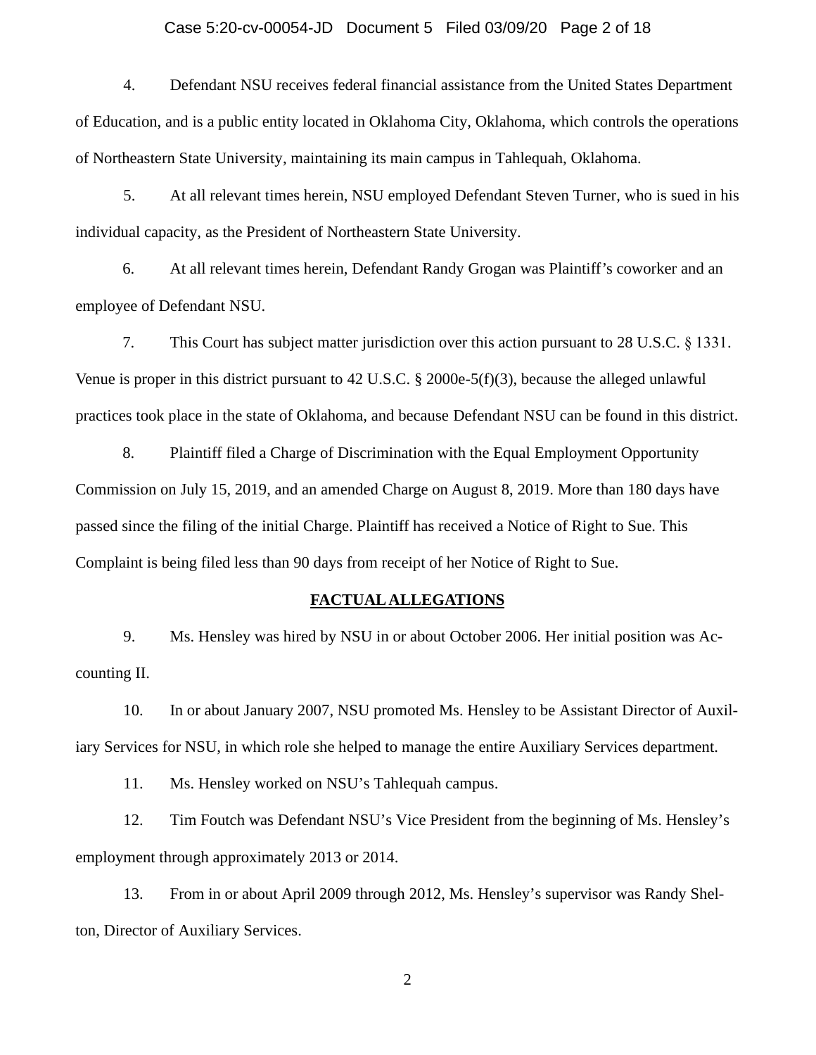4. Defendant NSU receives federal financial assistance from the United States Department of Education, and is a public entity located in Oklahoma City, Oklahoma, which controls the operations of Northeastern State University, maintaining its main campus in Tahlequah, Oklahoma.

5. At all relevant times herein, NSU employed Defendant Steven Turner, who is sued in his individual capacity, as the President of Northeastern State University.

6. At all relevant times herein, Defendant Randy Grogan was Plaintiff's coworker and an employee of Defendant NSU.

7. This Court has subject matter jurisdiction over this action pursuant to 28 U.S.C. § 1331. Venue is proper in this district pursuant to 42 U.S.C. § 2000e-5(f)(3), because the alleged unlawful practices took place in the state of Oklahoma, and because Defendant NSU can be found in this district.

8. Plaintiff filed a Charge of Discrimination with the Equal Employment Opportunity Commission on July 15, 2019, and an amended Charge on August 8, 2019. More than 180 days have passed since the filing of the initial Charge. Plaintiff has received a Notice of Right to Sue. This Complaint is being filed less than 90 days from receipt of her Notice of Right to Sue.

## FACTUAL ALLEGATIONS

9. Ms. Hensley was hired by NSU in or about October 2006. Her initial position was Accounting II.

10. In or about January 2007, NSU promoted Ms. Hensley to be Assistant Director of Auxiliary Services for NSU, in which role she helped to manage the entire Auxiliary Services department.

11. Ms. Hensley worked on NSU's Tahlequah campus.

12. Tim Foutch was Defendant NSU's Vice President from the beginning of Ms. Hensley's employment through approximately 2013 or 2014.

13. From in or about April 2009 through 2012, Ms. Hensley's supervisor was Randy Shelton, Director of Auxiliary Services.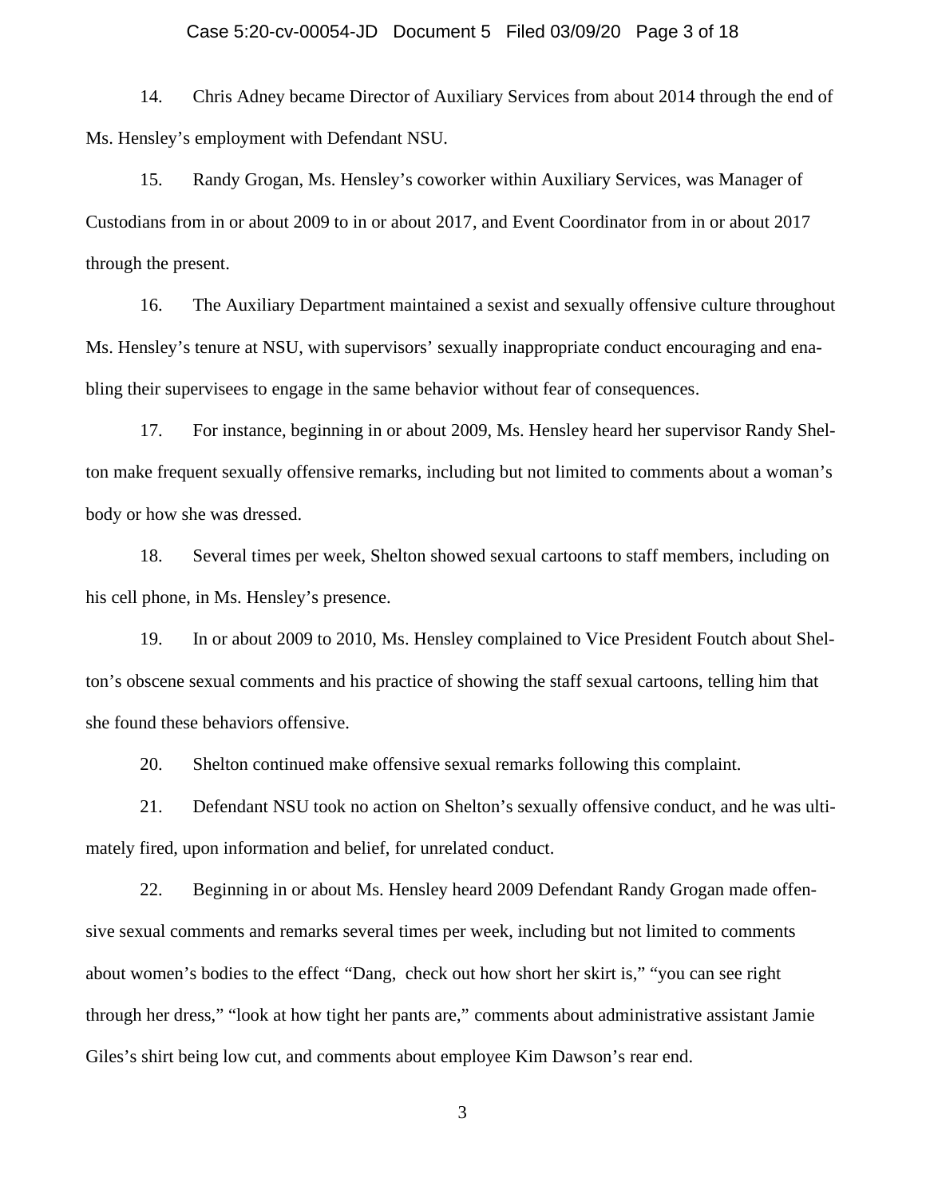14. Chris Adney became Director of Auxiliary Services from about 2014 through the end of Ms. Hensley's employment with Defendant NSU.

15. Randy Grogan, Ms. Hensley's coworker within Auxiliary Services, was Manager of Custodians from in or about 2009 to in or about 2017, and Event Coordinator from in or about 2017 through the present.

16. The Auxiliary Department maintained a sexist and sexually offensive culture throughout Ms. Hensley's tenure at NSU, with supervisors' sexually inappropriate conduct encouraging and enabling their supervisees to engage in the same behavior without fear of consequences.

17. For instance, beginning in or about 2009, Ms. Hensley heard her supervisor Randy Shelton make frequent sexually offensive remarks, including but not limited to comments about a woman's body or how she was dressed.

18. Several times per week, Shelton showed sexual cartoons to staff members, including on his cell phone, in Ms. Hensley's presence.

19. In or about 2009 to 2010, Ms. Hensley complained to Vice President Foutch about Shelton's obscene sexual comments and his practice of showing the staff sexual cartoons, telling him that she found these behaviors offensive.

20. Shelton continued make offensive sexual remarks following this complaint.

21. Defendant NSU took no action on Shelton's sexually offensive conduct, and he was ultimately fired, upon information and belief, for unrelated conduct.

22. Beginning in or about Ms. Hensley heard 2009 Defendant Randy Grogan made offensive sexual comments and remarks several times per week, including but not limited to comments about women's bodies to the effect "Dang, check out how short her skirt is," "you can see right through her dress," "look at how tight her pants are," comments about administrative assistant Jamie Giles's shirt being low cut, and comments about employee Kim Dawson's rear end.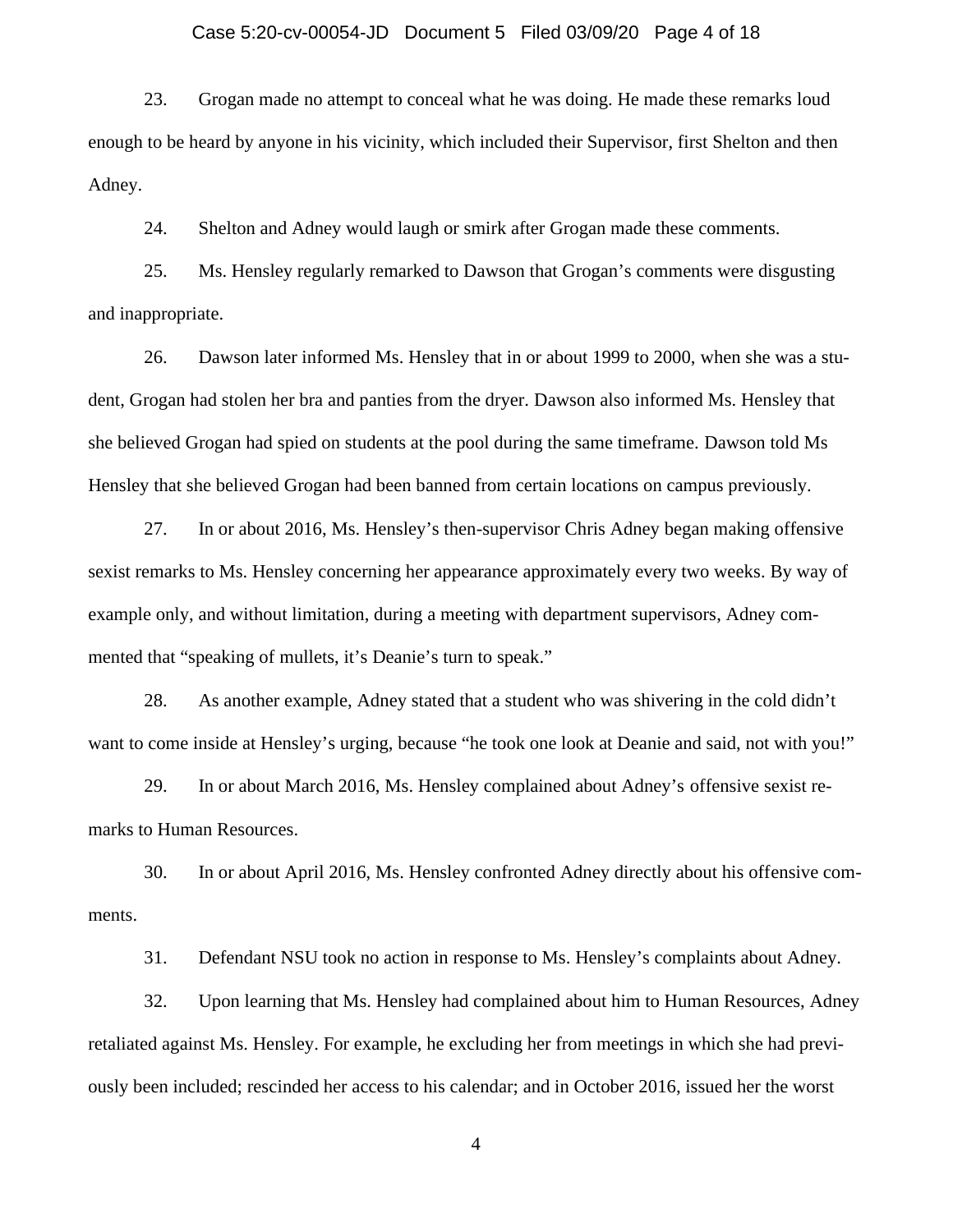23. Grogan made no attempt to conceal what he was doing. He made these remarks loud enough to be heard by anyone in his vicinity, which included their Supervisor, first Shelton and then Adney.

24. Shelton and Adney would laugh or smirk after Grogan made these comments.

25. Ms. Hensley regularly remarked to Dawson that Grogan's comments were disgusting and inappropriate.

26. Dawson later informed Ms. Hensley that in or about 1999 to 2000, when she was a student, Grogan had stolen her bra and panties from the dryer. Dawson also informed Ms. Hensley that she believed Grogan had spied on students at the pool during the same timeframe. Dawson told Ms Hensley that she believed Grogan had been banned from certain locations on campus previously.

27. In or about 2016, Ms. Hensley's then-supervisor Chris Adney began making offensive sexist remarks to Ms. Hensley concerning her appearance approximately every two weeks. By way of example only, and without limitation, during a meeting with department supervisors, Adney commented that "speaking of mullets, it's Deanie's turn to speak."

28. As another example, Adney stated that a student who was shivering in the cold didn't want to come inside at Hensley's urging, because "he took one look at Deanie and said, not with you!"

29. In or about March 2016, Ms. Hensley complained about Adney's offensive sexist remarks to Human Resources.

30. In or about April 2016, Ms. Hensley confronted Adney directly about his offensive comments.

31. Defendant NSU took no action in response to Ms. Hensley's complaints about Adney.

32. Upon learning that Ms. Hensley had complained about him to Human Resources, Adney retaliated against Ms. Hensley. For example, he excluding her from meetings in which she had previously been included; rescinded her access to his calendar; and in October 2016, issued her the worst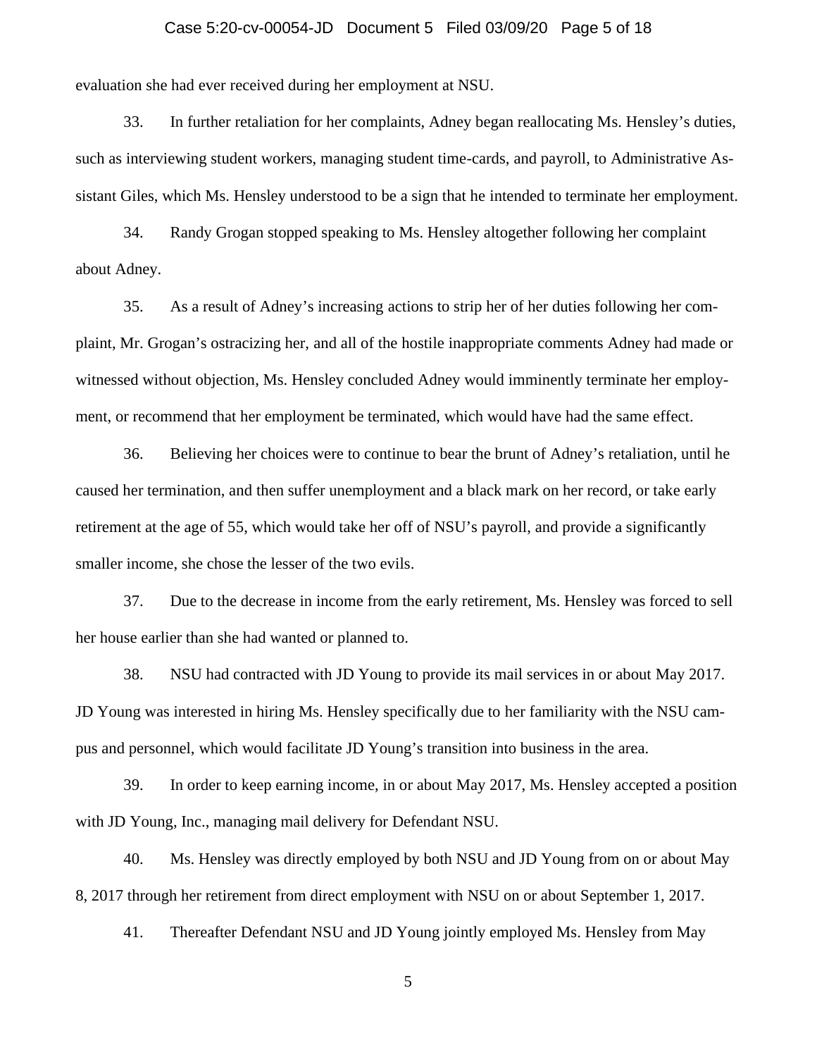evaluation she had ever received during her employment at NSU.

33. In further retaliation for her complaints, Adney began reallocating Ms. Hensley's duties, such as interviewing student workers, managing student time-cards, and payroll, to Administrative Assistant Giles, which Ms. Hensley understood to be a sign that he intended to terminate her employment.

34. Randy Grogan stopped speaking to Ms. Hensley altogether following her complaint about Adney.

35. As a result of Adney's increasing actions to strip her of her duties following her complaint, Mr. Grogan's ostracizing her, and all of the hostile inappropriate comments Adney had made or witnessed without objection, Ms. Hensley concluded Adney would imminently terminate her employment, or recommend that her employment be terminated, which would have had the same effect.

36. Believing her choices were to continue to bear the brunt of Adney's retaliation, until he caused her termination, and then suffer unemployment and a black mark on her record, or take early retirement at the age of 55, which would take her off of NSU's payroll, and provide a significantly smaller income, she chose the lesser of the two evils.

37. Due to the decrease in income from the early retirement, Ms. Hensley was forced to sell her house earlier than she had wanted or planned to.

38. NSU had contracted with JD Young to provide its mail services in or about May 2017. JD Young was interested in hiring Ms. Hensley specifically due to her familiarity with the NSU campus and personnel, which would facilitate JD Young's transition into business in the area.

39. In order to keep earning income, in or about May 2017, Ms. Hensley accepted a position with JD Young, Inc., managing mail delivery for Defendant NSU.

40. Ms. Hensley was directly employed by both NSU and JD Young from on or about May 8, 2017 through her retirement from direct employment with NSU on or about September 1, 2017.

41. Thereafter Defendant NSU and JD Young jointly employed Ms. Hensley from May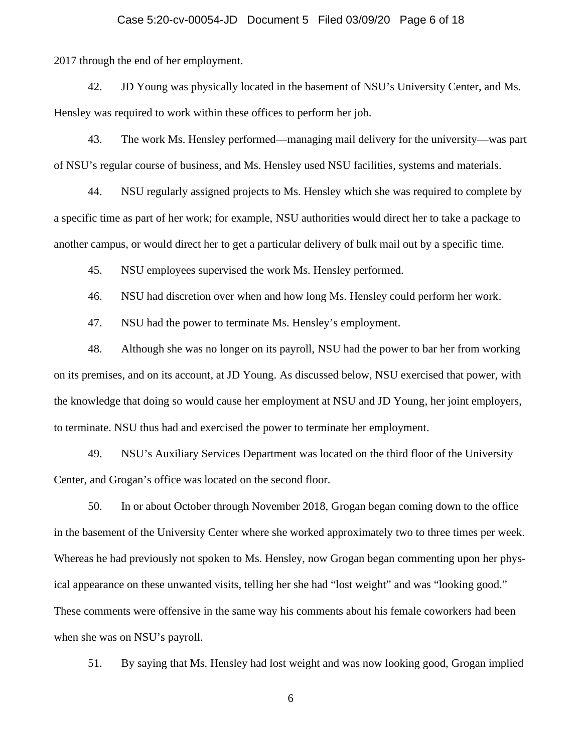2017 through the end of her employment.

42. JD Young was physically located in the basement of NSU's University Center, and Ms. Hensley was required to work within these offices to perform her job.

43. The work Ms. Hensley performed—managing mail delivery for the university—was part of NSU's regular course of business, and Ms. Hensley used NSU facilities, systems and materials.

44. NSU regularly assigned projects to Ms. Hensley which she was required to complete by a specific time as part of her work; for example, NSU authorities would direct her to take a package to another campus, or would direct her to get a particular delivery of bulk mail out by a specific time.

45. NSU employees supervised the work Ms. Hensley performed.

46. NSU had discretion over when and how long Ms. Hensley could perform her work.

47. NSU had the power to terminate Ms. Hensley's employment.

48. Although she was no longer on its payroll, NSU had the power to bar her from working on its premises, and on its account, at JD Young. As discussed below, NSU exercised that power, with the knowledge that doing so would cause her employment at NSU and JD Young, her joint employers, to terminate. NSU thus had and exercised the power to terminate her employment.

49. NSU's Auxiliary Services Department was located on the third floor of the University Center, and Grogan's office was located on the second floor.

50. In or about October through November 2018, Grogan began coming down to the office in the basement of the University Center where she worked approximately two to three times per week. Whereas he had previously not spoken to Ms. Hensley, now Grogan began commenting upon her physical appearance on these unwanted visits, telling her she had "lost weight" and was "looking good." These comments were offensive in the same way his comments about his female coworkers had been when she was on NSU's payroll.

51. By saying that Ms. Hensley had lost weight and was now looking good, Grogan implied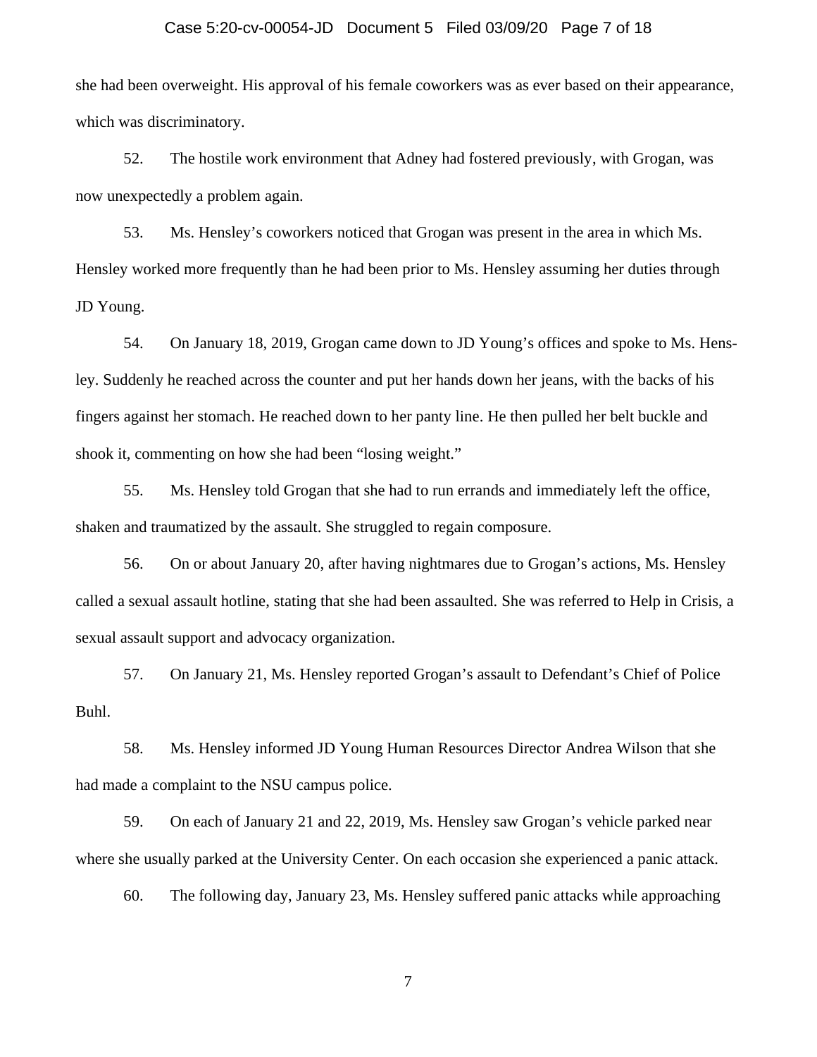she had been overweight. His approval of his female coworkers was as ever based on their appearance, which was discriminatory.

52. The hostile work environment that Adney had fostered previously, with Grogan, was now unexpectedly a problem again.

53. Ms. Hensley's coworkers noticed that Grogan was present in the area in which Ms. Hensley worked more frequently than he had been prior to Ms. Hensley assuming her duties through JD Young.

54. On January 18, 2019, Grogan came down to JD Young's offices and spoke to Ms. Hensley. Suddenly he reached across the counter and put her hands down her jeans, with the backs of his fingers against her stomach. He reached down to her panty line. He then pulled her belt buckle and shook it, commenting on how she had been "losing weight."

55. Ms. Hensley told Grogan that she had to run errands and immediately left the office, shaken and traumatized by the assault. She struggled to regain composure.

56. On or about January 20, after having nightmares due to Grogan's actions, Ms. Hensley called a sexual assault hotline, stating that she had been assaulted. She was referred to Help in Crisis, a sexual assault support and advocacy organization.

57. On January 21, Ms. Hensley reported Grogan's assault to Defendant's Chief of Police Buhl.

58. Ms. Hensley informed JD Young Human Resources Director Andrea Wilson that she had made a complaint to the NSU campus police.

59. On each of January 21 and 22, 2019, Ms. Hensley saw Grogan's vehicle parked near where she usually parked at the University Center. On each occasion she experienced a panic attack.

60. The following day, January 23, Ms. Hensley suffered panic attacks while approaching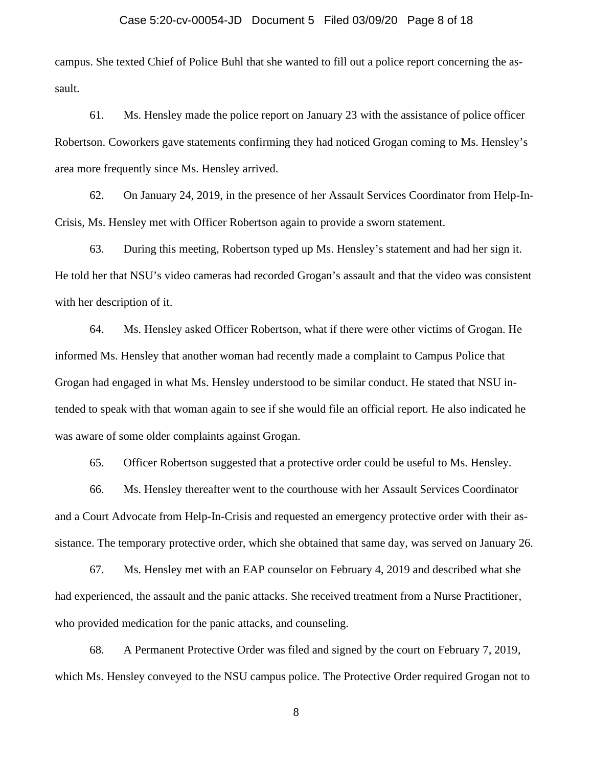campus. She texted Chief of Police Buhl that she wanted to fill out a police report concerning the assault.

61. Ms. Hensley made the police report on January 23 with the assistance of police officer Robertson. Coworkers gave statements confirming they had noticed Grogan coming to Ms. Hensley's area more frequently since Ms. Hensley arrived.

62. On January 24, 2019, in the presence of her Assault Services Coordinator from Help-In-Crisis, Ms. Hensley met with Officer Robertson again to provide a sworn statement.

63. During this meeting, Robertson typed up Ms. Hensley's statement and had her sign it. He told her that NSU's video cameras had recorded Grogan's assault and that the video was consistent with her description of it.

64. Ms. Hensley asked Officer Robertson, what if there were other victims of Grogan. He informed Ms. Hensley that another woman had recently made a complaint to Campus Police that Grogan had engaged in what Ms. Hensley understood to be similar conduct. He stated that NSU intended to speak with that woman again to see if she would file an official report. He also indicated he was aware of some older complaints against Grogan.

65. Officer Robertson suggested that a protective order could be useful to Ms. Hensley.

66. Ms. Hensley thereafter went to the courthouse with her Assault Services Coordinator and a Court Advocate from Help-In-Crisis and requested an emergency protective order with their assistance. The temporary protective order, which she obtained that same day, was served on January 26.

67. Ms. Hensley met with an EAP counselor on February 4, 2019 and described what she had experienced, the assault and the panic attacks. She received treatment from a Nurse Practitioner, who provided medication for the panic attacks, and counseling.

68. A Permanent Protective Order was filed and signed by the court on February 7, 2019, which Ms. Hensley conveyed to the NSU campus police. The Protective Order required Grogan not to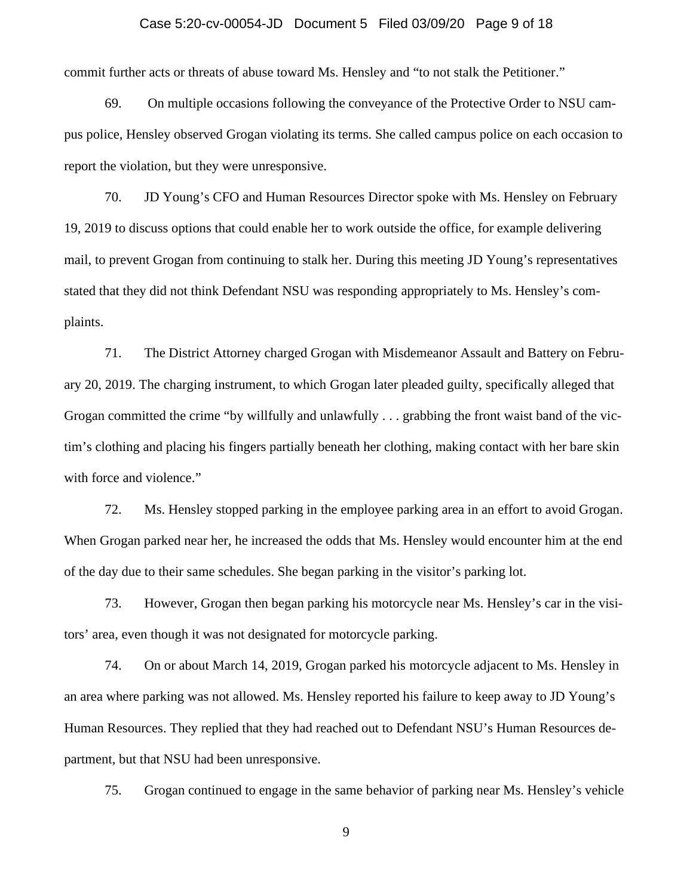commit further acts or threats of abuse toward Ms. Hensley and "to not stalk the Petitioner."

69. On multiple occasions following the conveyance of the Protective Order to NSU campus police, Hensley observed Grogan violating its terms. She called campus police on each occasion to report the violation, but they were unresponsive.

70. JD Young's CFO and Human Resources Director spoke with Ms. Hensley on February 19, 2019 to discuss options that could enable her to work outside the office, for example delivering mail, to prevent Grogan from continuing to stalk her. During this meeting JD Young's representatives stated that they did not think Defendant NSU was responding appropriately to Ms. Hensley's complaints.

71. The District Attorney charged Grogan with Misdemeanor Assault and Battery on February 20, 2019. The charging instrument, to which Grogan later pleaded guilty, specifically alleged that Grogan committed the crime "by willfully and unlawfully . . . grabbing the front waist band of the victim's clothing and placing his fingers partially beneath her clothing, making contact with her bare skin with force and violence."

72. Ms. Hensley stopped parking in the employee parking area in an effort to avoid Grogan. When Grogan parked near her, he increased the odds that Ms. Hensley would encounter him at the end of the day due to their same schedules. She began parking in the visitor's parking lot.

73. However, Grogan then began parking his motorcycle near Ms. Hensley's car in the visitors' area, even though it was not designated for motorcycle parking.

74. On or about March 14, 2019, Grogan parked his motorcycle adjacent to Ms. Hensley in an area where parking was not allowed. Ms. Hensley reported his failure to keep away to JD Young's Human Resources. They replied that they had reached out to Defendant NSU's Human Resources department, but that NSU had been unresponsive.

75. Grogan continued to engage in the same behavior of parking near Ms. Hensley's vehicle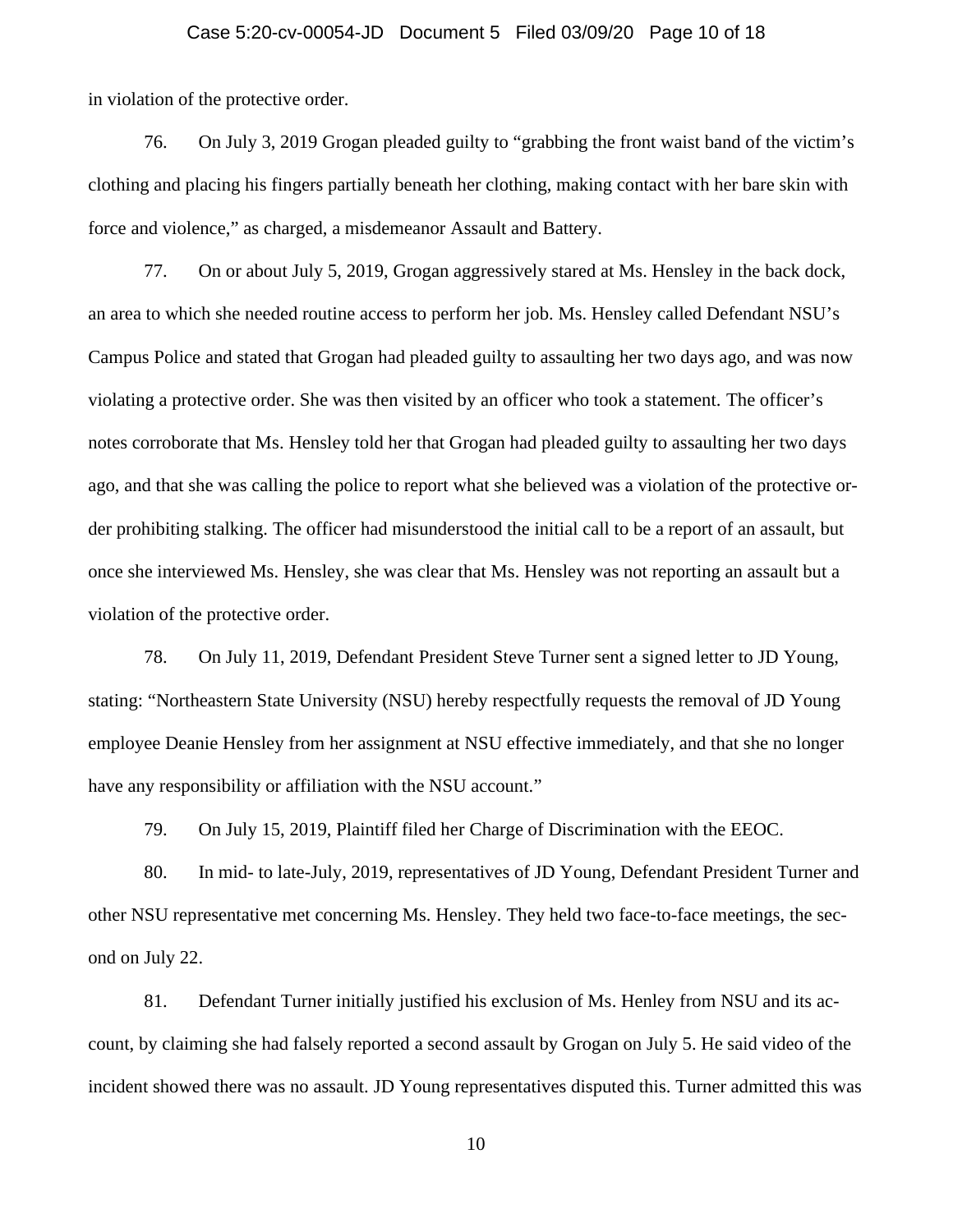in violation of the protective order.

76. On July 3, 2019 Grogan pleaded guilty to "grabbing the front waist band of the victim's clothing and placing his fingers partially beneath her clothing, making contact with her bare skin with force and violence," as charged, a misdemeanor Assault and Battery.

77. On or about July 5, 2019, Grogan aggressively stared at Ms. Hensley in the back dock, an area to which she needed routine access to perform her job. Ms. Hensley called Defendant NSU's Campus Police and stated that Grogan had pleaded guilty to assaulting her two days ago, and was now violating a protective order. She was then visited by an officer who took a statement. The officer's notes corroborate that Ms. Hensley told her that Grogan had pleaded guilty to assaulting her two days ago, and that she was calling the police to report what she believed was a violation of the protective order prohibiting stalking. The officer had misunderstood the initial call to be a report of an assault, but once she interviewed Ms. Hensley, she was clear that Ms. Hensley was not reporting an assault but a violation of the protective order.

78. On July 11, 2019, Defendant President Steve Turner sent a signed letter to JD Young, stating: "Northeastern State University (NSU) hereby respectfully requests the removal of JD Young employee Deanie Hensley from her assignment at NSU effective immediately, and that she no longer have any responsibility or affiliation with the NSU account."

79. On July 15, 2019, Plaintiff filed her Charge of Discrimination with the EEOC.

80. In mid- to late-July, 2019, representatives of JD Young, Defendant President Turner and other NSU representative met concerning Ms. Hensley. They held two face-to-face meetings, the second on July 22.

81. Defendant Turner initially justified his exclusion of Ms. Henley from NSU and its account, by claiming she had falsely reported a second assault by Grogan on July 5. He said video of the incident showed there was no assault. JD Young representatives disputed this. Turner admitted this was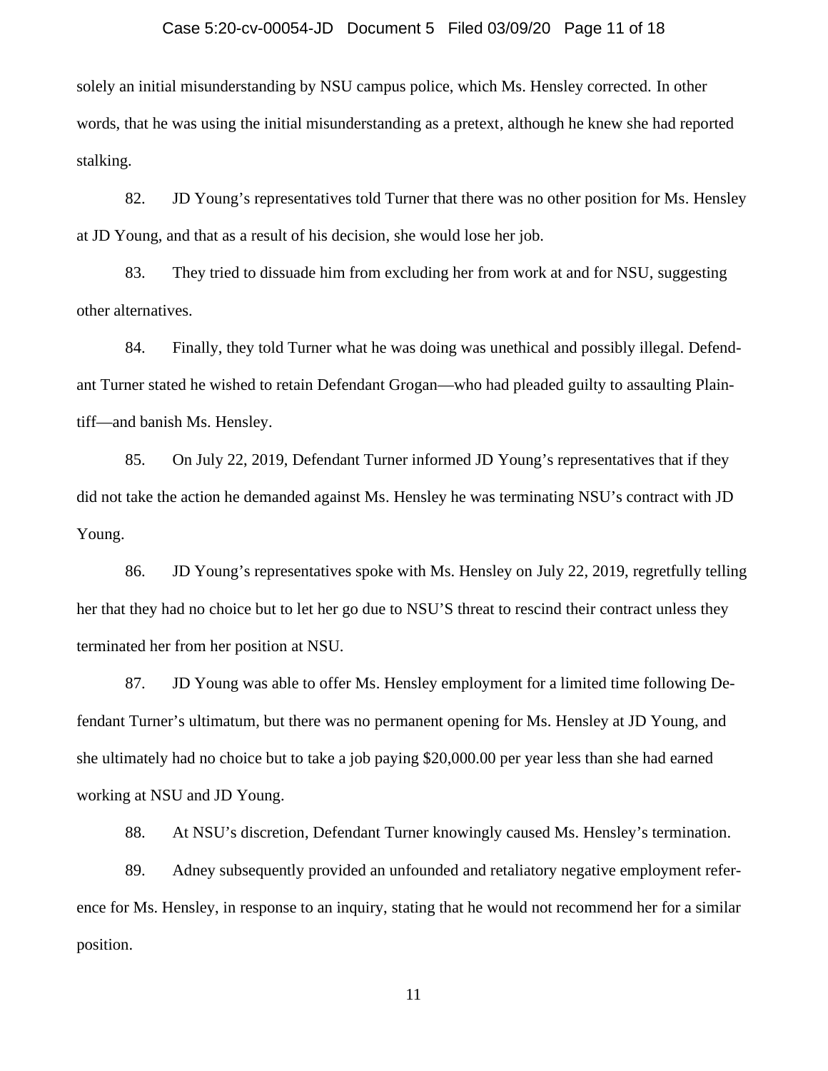solely an initial misunderstanding by NSU campus police, which Ms. Hensley corrected. In other words, that he was using the initial misunderstanding as a pretext, although he knew she had reported stalking.

82. JD Young's representatives told Turner that there was no other position for Ms. Hensley at JD Young, and that as a result of his decision, she would lose her job.

83. They tried to dissuade him from excluding her from work at and for NSU, suggesting other alternatives.

84. Finally, they told Turner what he was doing was unethical and possibly illegal. Defendant Turner stated he wished to retain Defendant Grogan—who had pleaded guilty to assaulting Plaintiff—and banish Ms. Hensley.

85. On July 22, 2019, Defendant Turner informed JD Young's representatives that if they did not take the action he demanded against Ms. Hensley he was terminating NSU's contract with JD Young.

86. JD Young's representatives spoke with Ms. Hensley on July 22, 2019, regretfully telling her that they had no choice but to let her go due to NSU'S threat to rescind their contract unless they terminated her from her position at NSU.

87. JD Young was able to offer Ms. Hensley employment for a limited time following Defendant Turner's ultimatum, but there was no permanent opening for Ms. Hensley at JD Young, and she ultimately had no choice but to take a job paying $20,000.00 per year less than she had earned working at NSU and JD Young.

88. At NSU's discretion, Defendant Turner knowingly caused Ms. Hensley's termination.

89. Adney subsequently provided an unfounded and retaliatory negative employment reference for Ms. Hensley, in response to an inquiry, stating that he would not recommend her for a similar position.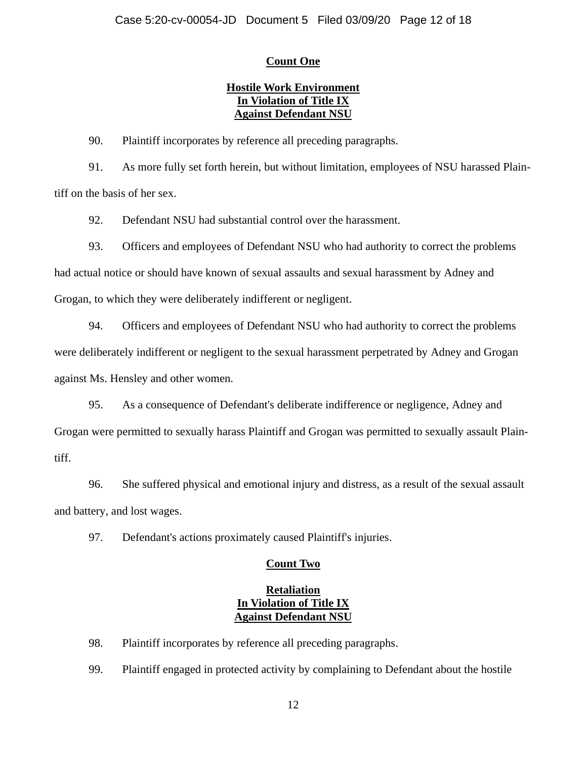**Count One**

**Hostile Work Environment**
**In Violation of Title IX**
**Against Defendant NSU**

90. Plaintiff incorporates by reference all preceding paragraphs.

91. As more fully set forth herein, but without limitation, employees of NSU harassed Plaintiff on the basis of her sex.

92. Defendant NSU had substantial control over the harassment.

93. Officers and employees of Defendant NSU who had authority to correct the problems had actual notice or should have known of sexual assaults and sexual harassment by Adney and Grogan, to which they were deliberately indifferent or negligent.

94. Officers and employees of Defendant NSU who had authority to correct the problems were deliberately indifferent or negligent to the sexual harassment perpetrated by Adney and Grogan against Ms. Hensley and other women.

95. As a consequence of Defendant's deliberate indifference or negligence, Adney and Grogan were permitted to sexually harass Plaintiff and Grogan was permitted to sexually assault Plaintiff.

96. She suffered physical and emotional injury and distress, as a result of the sexual assault and battery, and lost wages.

97. Defendant's actions proximately caused Plaintiff's injuries.

**Count Two**

**Retaliation**
**In Violation of Title IX**
**Against Defendant NSU**

98. Plaintiff incorporates by reference all preceding paragraphs.

99. Plaintiff engaged in protected activity by complaining to Defendant about the hostile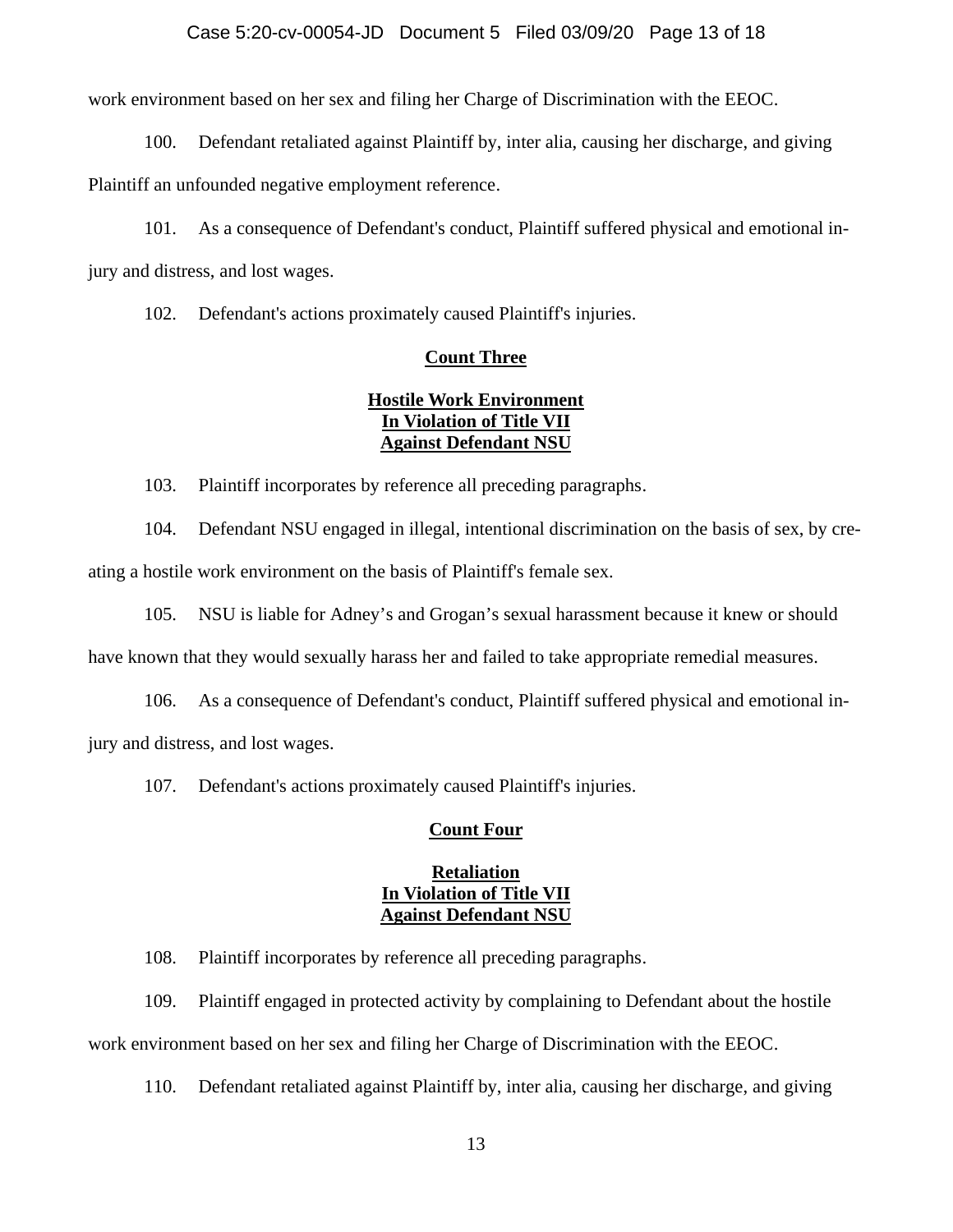work environment based on her sex and filing her Charge of Discrimination with the EEOC.

100. Defendant retaliated against Plaintiff by, inter alia, causing her discharge, and giving Plaintiff an unfounded negative employment reference.

101. As a consequence of Defendant's conduct, Plaintiff suffered physical and emotional injury and distress, and lost wages.

102. Defendant's actions proximately caused Plaintiff's injuries.

**Count Three**

**Hostile Work Environment**
**In Violation of Title VII**
**Against Defendant NSU**

103. Plaintiff incorporates by reference all preceding paragraphs.

104. Defendant NSU engaged in illegal, intentional discrimination on the basis of sex, by creating a hostile work environment on the basis of Plaintiff's female sex.

105. NSU is liable for Adney's and Grogan's sexual harassment because it knew or should have known that they would sexually harass her and failed to take appropriate remedial measures.

106. As a consequence of Defendant's conduct, Plaintiff suffered physical and emotional injury and distress, and lost wages.

107. Defendant's actions proximately caused Plaintiff's injuries.

**Count Four**

**Retaliation**
**In Violation of Title VII**
**Against Defendant NSU**

108. Plaintiff incorporates by reference all preceding paragraphs.

109. Plaintiff engaged in protected activity by complaining to Defendant about the hostile work environment based on her sex and filing her Charge of Discrimination with the EEOC.

110. Defendant retaliated against Plaintiff by, inter alia, causing her discharge, and giving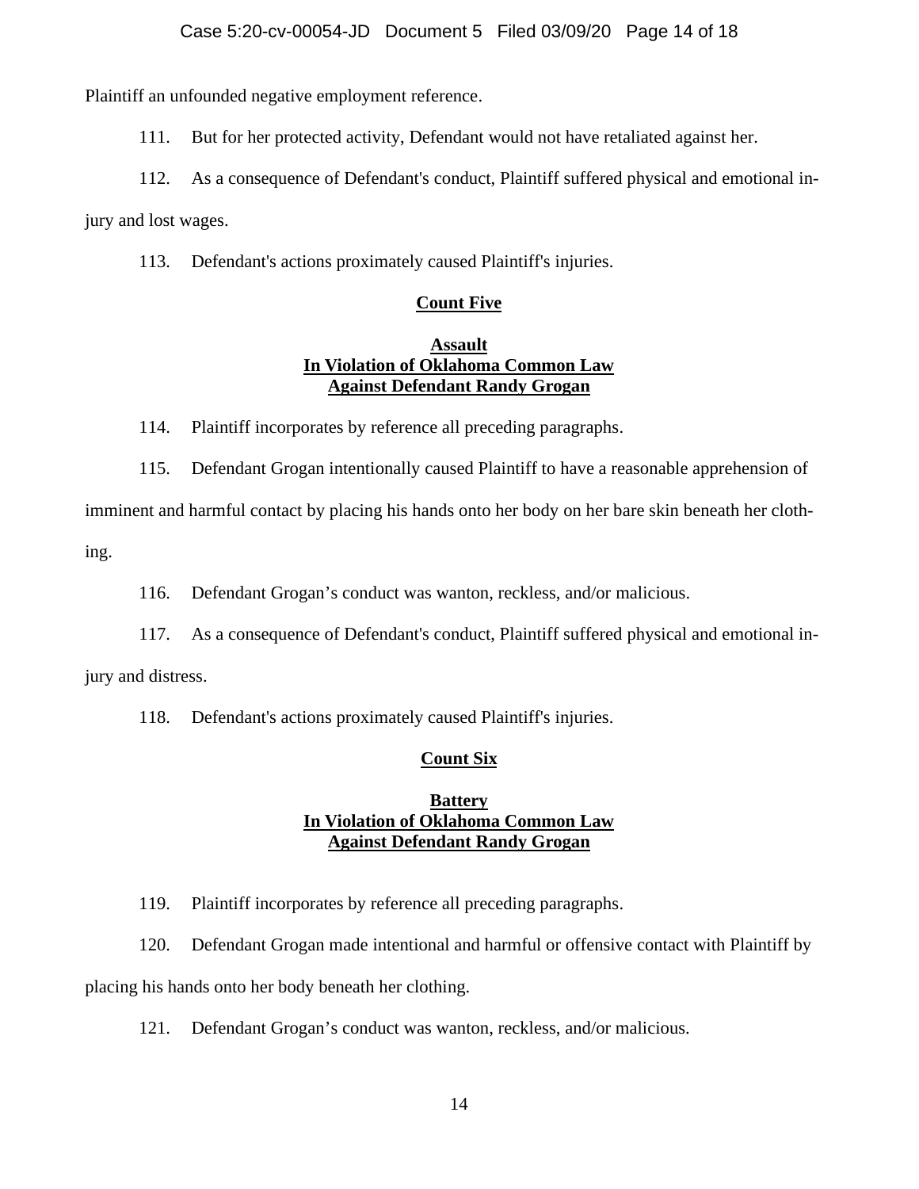Plaintiff an unfounded negative employment reference.

111. But for her protected activity, Defendant would not have retaliated against her.

112. As a consequence of Defendant's conduct, Plaintiff suffered physical and emotional injury and lost wages.

113. Defendant's actions proximately caused Plaintiff's injuries.

**Count Five**

**Assault**
**In Violation of Oklahoma Common Law**
**Against Defendant Randy Grogan**

114. Plaintiff incorporates by reference all preceding paragraphs.

115. Defendant Grogan intentionally caused Plaintiff to have a reasonable apprehension of imminent and harmful contact by placing his hands onto her body on her bare skin beneath her clothing.

116. Defendant Grogan's conduct was wanton, reckless, and/or malicious.

117. As a consequence of Defendant's conduct, Plaintiff suffered physical and emotional injury and distress.

118. Defendant's actions proximately caused Plaintiff's injuries.

**Count Six**

**Battery**
**In Violation of Oklahoma Common Law**
**Against Defendant Randy Grogan**

119. Plaintiff incorporates by reference all preceding paragraphs.

120. Defendant Grogan made intentional and harmful or offensive contact with Plaintiff by placing his hands onto her body beneath her clothing.

121. Defendant Grogan's conduct was wanton, reckless, and/or malicious.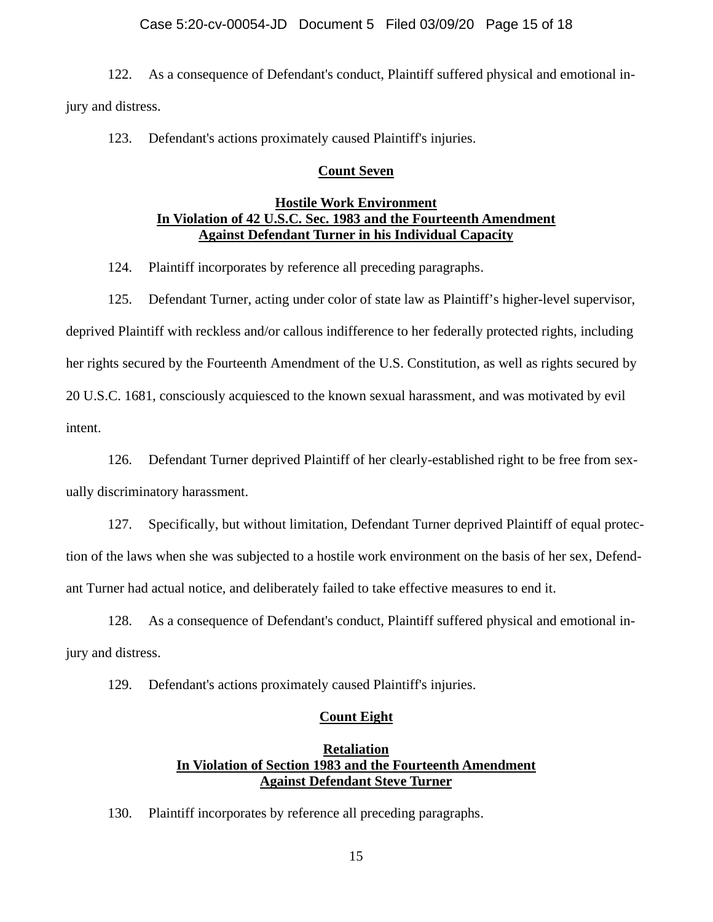122. As a consequence of Defendant's conduct, Plaintiff suffered physical and emotional injury and distress.

123. Defendant's actions proximately caused Plaintiff's injuries.

**Count Seven**

**Hostile Work Environment**
**In Violation of 42 U.S.C. Sec. 1983 and the Fourteenth Amendment**
**Against Defendant Turner in his Individual Capacity**

124. Plaintiff incorporates by reference all preceding paragraphs.

125. Defendant Turner, acting under color of state law as Plaintiff's higher-level supervisor, deprived Plaintiff with reckless and/or callous indifference to her federally protected rights, including her rights secured by the Fourteenth Amendment of the U.S. Constitution, as well as rights secured by 20 U.S.C. 1681, consciously acquiesced to the known sexual harassment, and was motivated by evil intent.

126. Defendant Turner deprived Plaintiff of her clearly-established right to be free from sexually discriminatory harassment.

127. Specifically, but without limitation, Defendant Turner deprived Plaintiff of equal protection of the laws when she was subjected to a hostile work environment on the basis of her sex, Defendant Turner had actual notice, and deliberately failed to take effective measures to end it.

128. As a consequence of Defendant's conduct, Plaintiff suffered physical and emotional injury and distress.

129. Defendant's actions proximately caused Plaintiff's injuries.

**Count Eight**

**Retaliation**
**In Violation of Section 1983 and the Fourteenth Amendment**
**Against Defendant Steve Turner**

130. Plaintiff incorporates by reference all preceding paragraphs.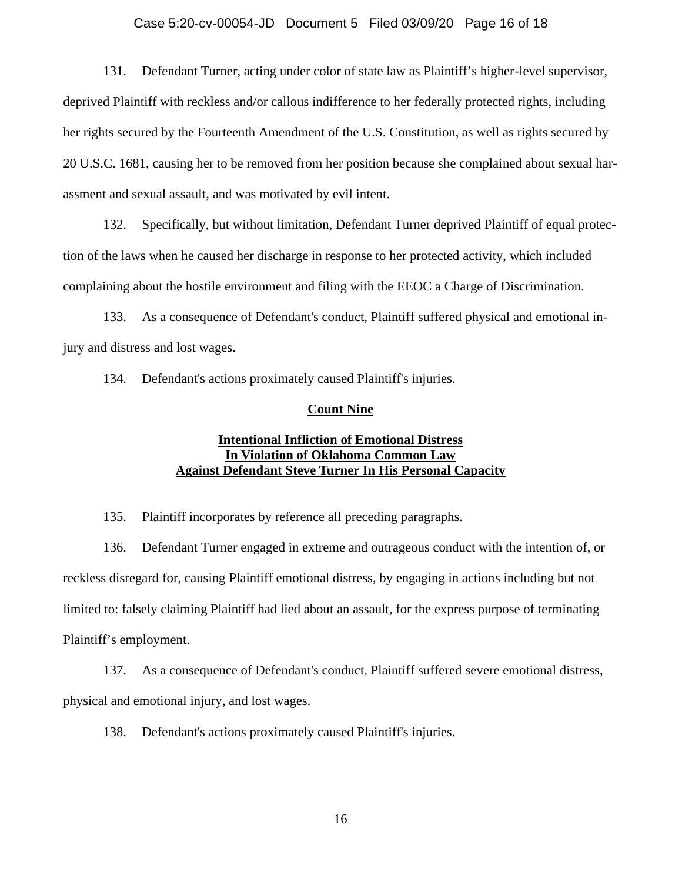131. Defendant Turner, acting under color of state law as Plaintiff's higher-level supervisor, deprived Plaintiff with reckless and/or callous indifference to her federally protected rights, including her rights secured by the Fourteenth Amendment of the U.S. Constitution, as well as rights secured by 20 U.S.C. 1681, causing her to be removed from her position because she complained about sexual harassment and sexual assault, and was motivated by evil intent.

132. Specifically, but without limitation, Defendant Turner deprived Plaintiff of equal protection of the laws when he caused her discharge in response to her protected activity, which included complaining about the hostile environment and filing with the EEOC a Charge of Discrimination.

133. As a consequence of Defendant's conduct, Plaintiff suffered physical and emotional injury and distress and lost wages.

134. Defendant's actions proximately caused Plaintiff's injuries.

**Count Nine**

**Intentional Infliction of Emotional Distress**
**In Violation of Oklahoma Common Law**
**Against Defendant Steve Turner In His Personal Capacity**

135. Plaintiff incorporates by reference all preceding paragraphs.

136. Defendant Turner engaged in extreme and outrageous conduct with the intention of, or reckless disregard for, causing Plaintiff emotional distress, by engaging in actions including but not limited to: falsely claiming Plaintiff had lied about an assault, for the express purpose of terminating Plaintiff's employment.

137. As a consequence of Defendant's conduct, Plaintiff suffered severe emotional distress, physical and emotional injury, and lost wages.

138. Defendant's actions proximately caused Plaintiff's injuries.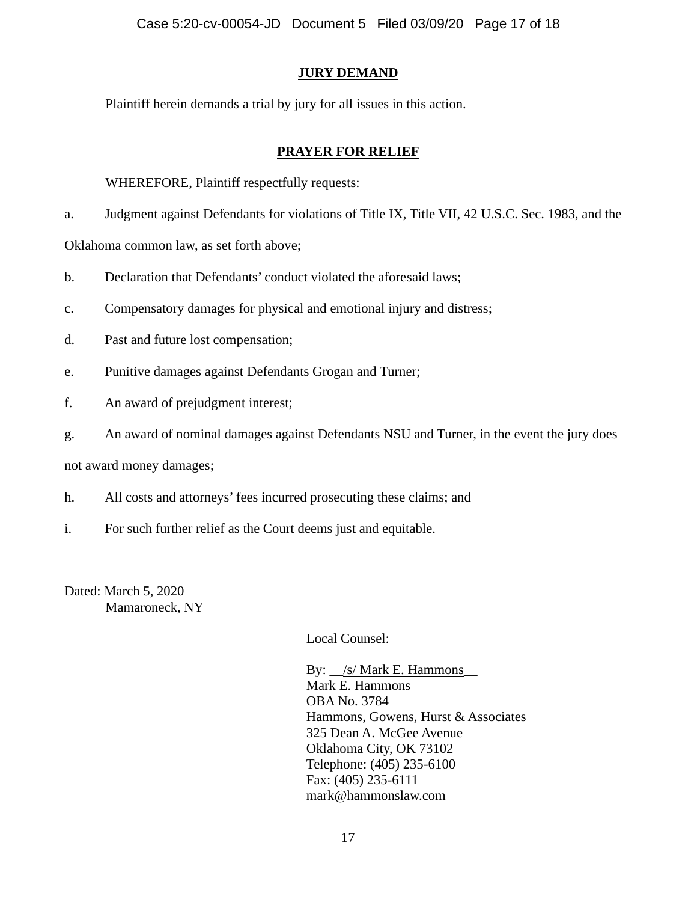## JURY DEMAND

Plaintiff herein demands a trial by jury for all issues in this action.

## PRAYER FOR RELIEF

WHEREFORE, Plaintiff respectfully requests:

a. Judgment against Defendants for violations of Title IX, Title VII, 42 U.S.C. Sec. 1983, and the Oklahoma common law, as set forth above;

b. Declaration that Defendants' conduct violated the aforesaid laws;

c. Compensatory damages for physical and emotional injury and distress;

d. Past and future lost compensation;

e. Punitive damages against Defendants Grogan and Turner;

f. An award of prejudgment interest;

g. An award of nominal damages against Defendants NSU and Turner, in the event the jury does not award money damages;

h. All costs and attorneys' fees incurred prosecuting these claims; and

i. For such further relief as the Court deems just and equitable.

Dated: March 5, 2020
Mamaroneck, NY

Local Counsel:

By: __/s/ Mark E. Hammons__
Mark E. Hammons
OBA No. 3784
Hammons, Gowens, Hurst & Associates
325 Dean A. McGee Avenue
Oklahoma City, OK 73102
Telephone: (405) 235-6100
Fax: (405) 235-6111
mark@hammonslaw.com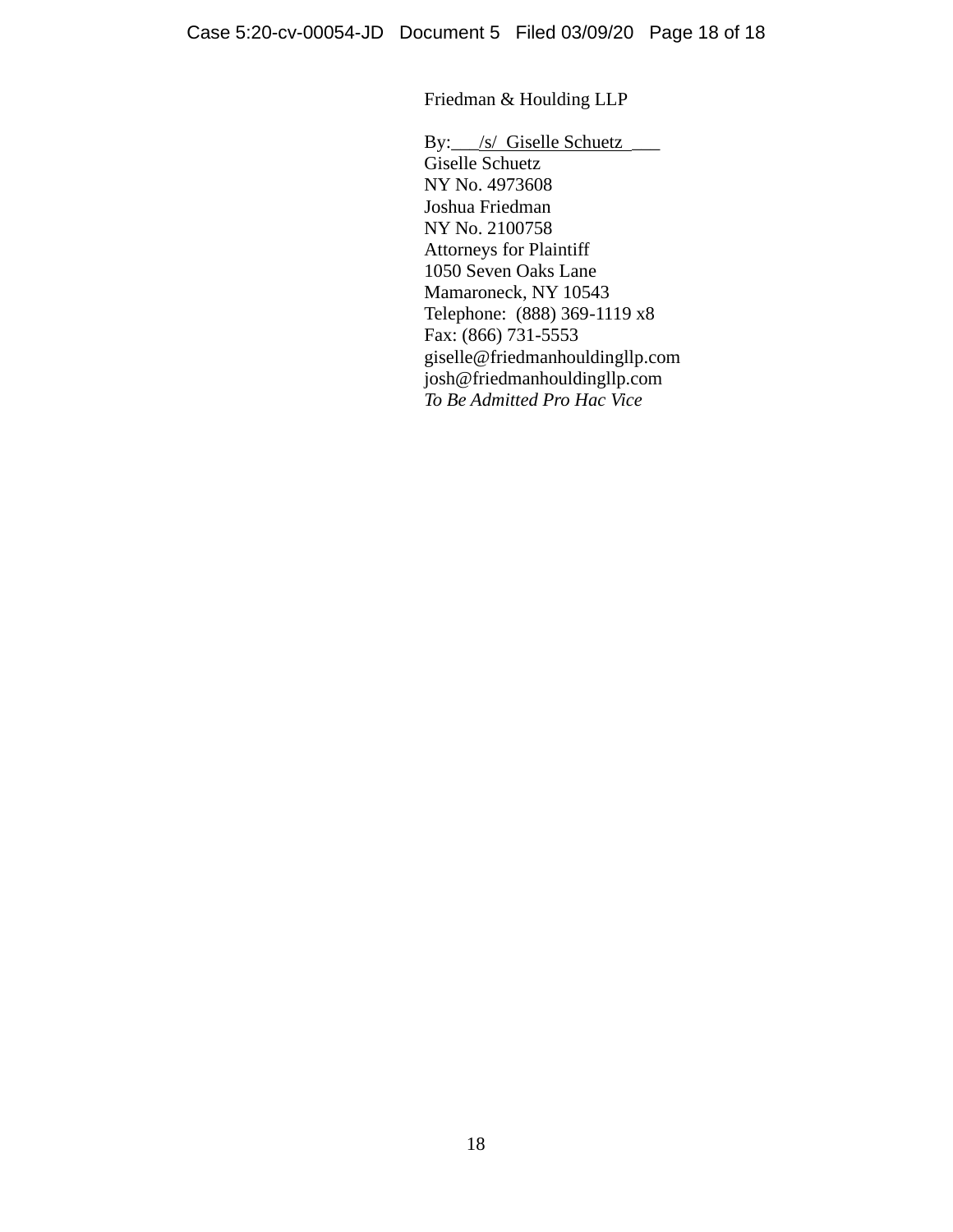Friedman & Houlding LLP

By:\_\_\_/s/ Giselle Schuetz \_\_\_
Giselle Schuetz
NY No. 4973608
Joshua Friedman
NY No. 2100758
Attorneys for Plaintiff
1050 Seven Oaks Lane
Mamaroneck, NY 10543
Telephone: (888) 369-1119 x8
Fax: (866) 731-5553
giselle@friedmanhouldingllp.com
josh@friedmanhouldingllp.com
*To Be Admitted Pro Hac Vice*